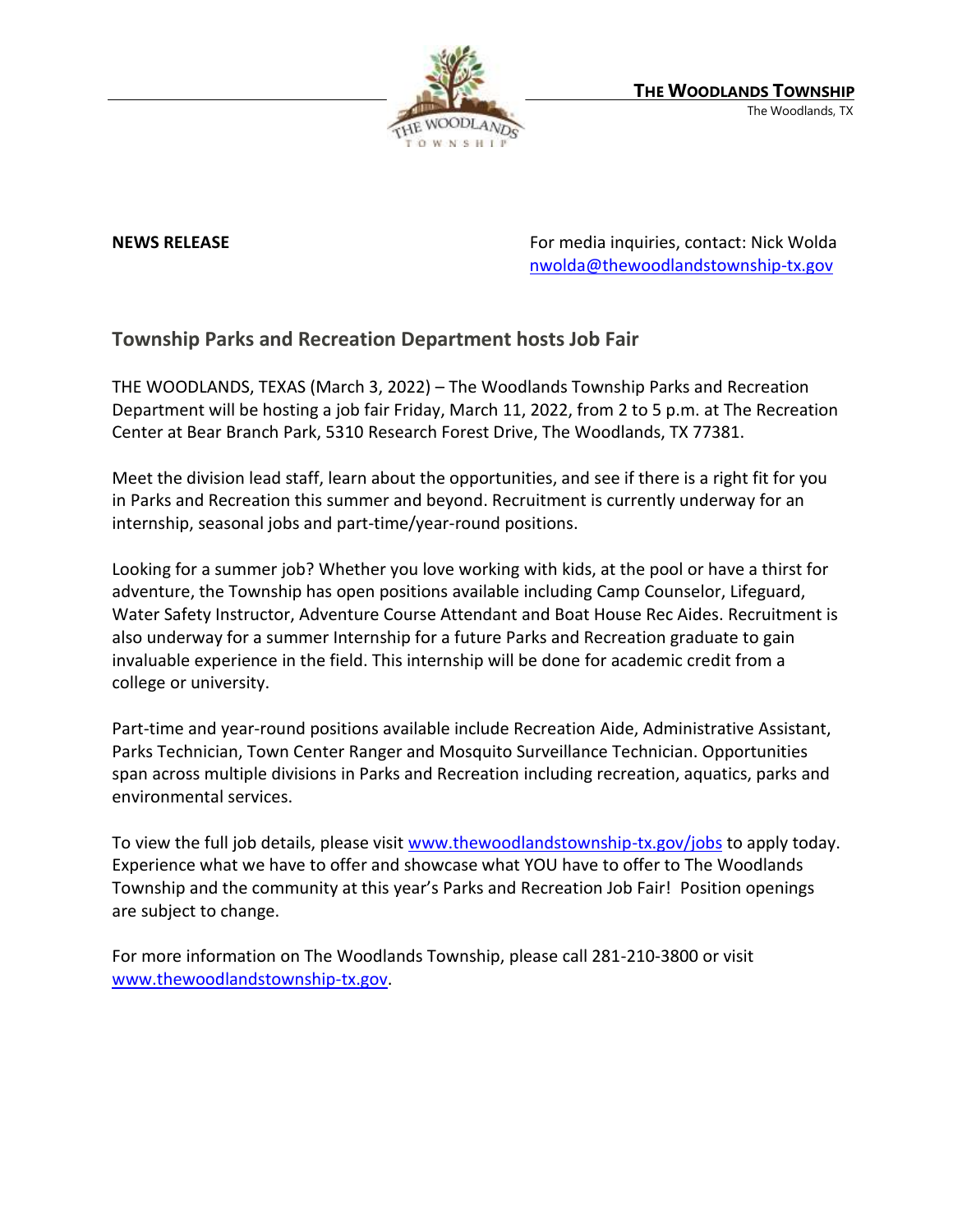**THE WOODLANDS TOWNSHIP**
The Woodlands, TX

**NEWS RELEASE**

For media inquiries, contact: Nick Wolda
nwolda@thewoodlandstownship-tx.gov

## Township Parks and Recreation Department hosts Job Fair

THE WOODLANDS, TEXAS (March 3, 2022) – The Woodlands Township Parks and Recreation Department will be hosting a job fair Friday, March 11, 2022, from 2 to 5 p.m. at The Recreation Center at Bear Branch Park, 5310 Research Forest Drive, The Woodlands, TX 77381.

Meet the division lead staff, learn about the opportunities, and see if there is a right fit for you in Parks and Recreation this summer and beyond. Recruitment is currently underway for an internship, seasonal jobs and part-time/year-round positions.

Looking for a summer job? Whether you love working with kids, at the pool or have a thirst for adventure, the Township has open positions available including Camp Counselor, Lifeguard, Water Safety Instructor, Adventure Course Attendant and Boat House Rec Aides. Recruitment is also underway for a summer Internship for a future Parks and Recreation graduate to gain invaluable experience in the field. This internship will be done for academic credit from a college or university.

Part-time and year-round positions available include Recreation Aide, Administrative Assistant, Parks Technician, Town Center Ranger and Mosquito Surveillance Technician. Opportunities span across multiple divisions in Parks and Recreation including recreation, aquatics, parks and environmental services.

To view the full job details, please visit www.thewoodlandstownship-tx.gov/jobs to apply today. Experience what we have to offer and showcase what YOU have to offer to The Woodlands Township and the community at this year's Parks and Recreation Job Fair! Position openings are subject to change.

For more information on The Woodlands Township, please call 281-210-3800 or visit www.thewoodlandstownship-tx.gov.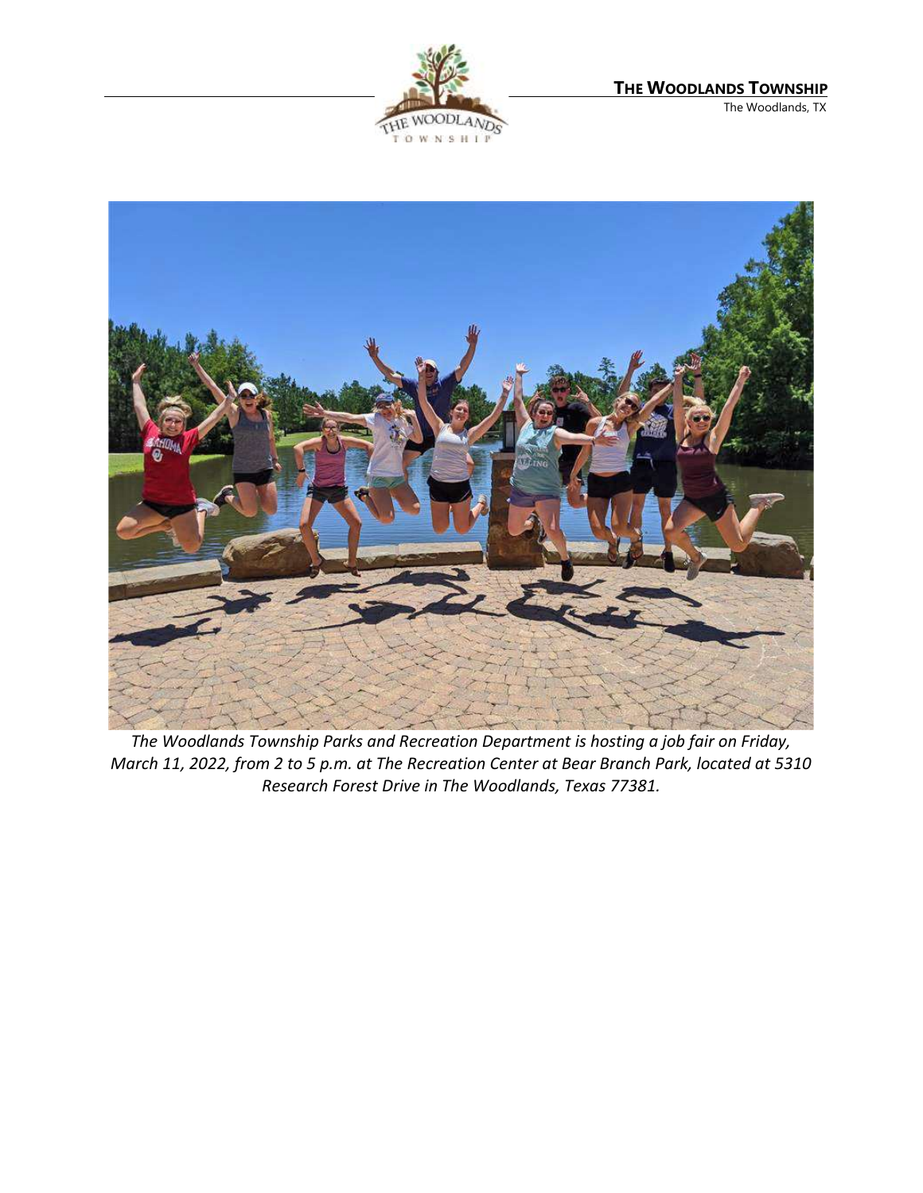*The Woodlands Township Parks and Recreation Department is hosting a job fair on Friday, March 11, 2022, from 2 to 5 p.m. at The Recreation Center at Bear Branch Park, located at 5310 Research Forest Drive in The Woodlands, Texas 77381.*